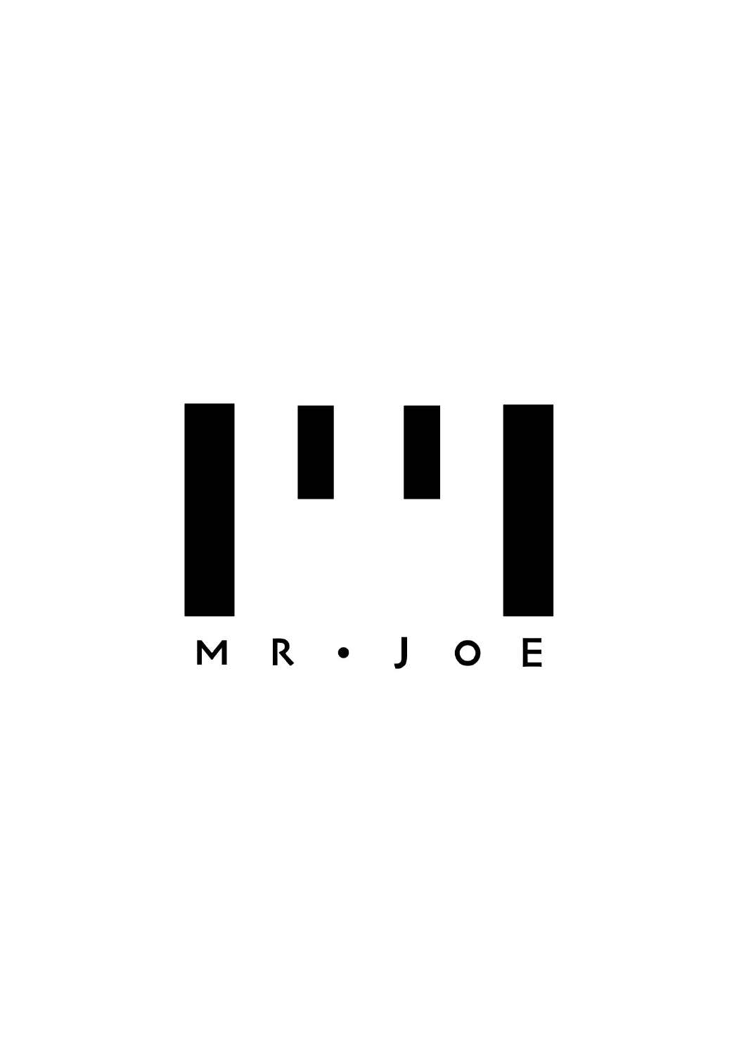MR • JOE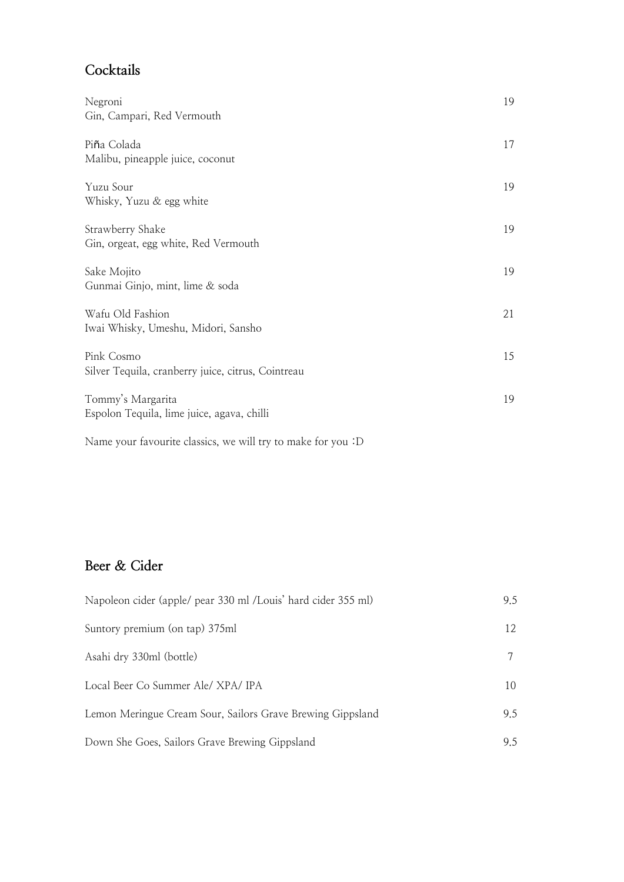## Cocktails

| | |
|---|---|
| Negroni<br>Gin, Campari, Red Vermouth | 19 |
| Piña Colada<br>Malibu, pineapple juice, coconut | 17 |
| Yuzu Sour<br>Whisky, Yuzu & egg white | 19 |
| Strawberry Shake<br>Gin, orgeat, egg white, Red Vermouth | 19 |
| Sake Mojito<br>Gunmai Ginjo, mint, lime & soda | 19 |
| Wafu Old Fashion<br>Iwai Whisky, Umeshu, Midori, Sansho | 21 |
| Pink Cosmo<br>Silver Tequila, cranberry juice, citrus, Cointreau | 15 |
| Tommy's Margarita<br>Espolon Tequila, lime juice, agava, chilli | 19 |

Name your favourite classics, we will try to make for you :D

## Beer & Cider

| | |
|---|---|
| Napoleon cider (apple/ pear 330 ml /Louis' hard cider 355 ml) | 9.5 |
| Suntory premium (on tap) 375ml | 12 |
| Asahi dry 330ml (bottle) | 7 |
| Local Beer Co Summer Ale/ XPA/ IPA | 10 |
| Lemon Meringue Cream Sour, Sailors Grave Brewing Gippsland | 9.5 |
| Down She Goes, Sailors Grave Brewing Gippsland | 9.5 |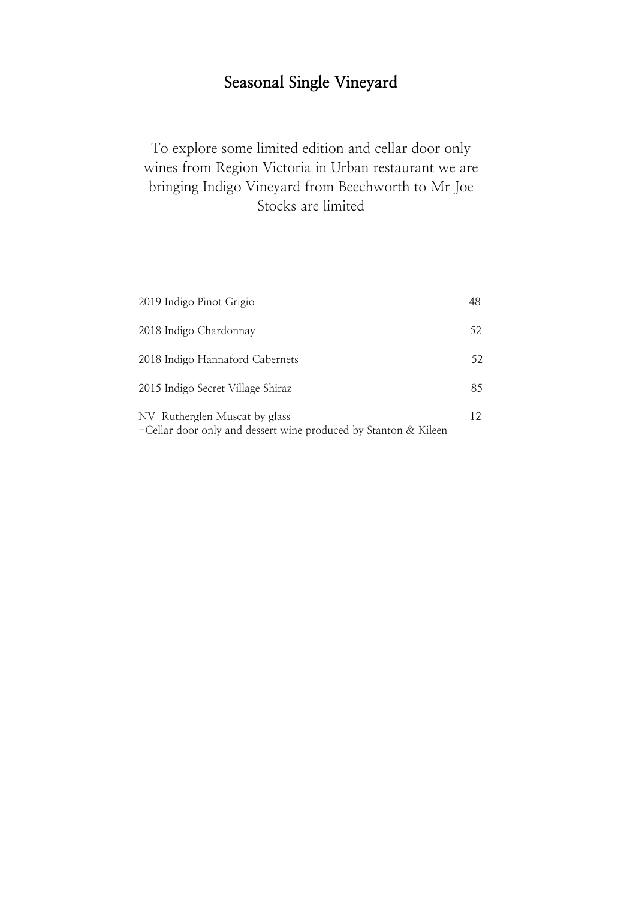# Seasonal Single Vineyard

To explore some limited edition and cellar door only wines from Region Victoria in Urban restaurant we are bringing Indigo Vineyard from Beechworth to Mr Joe
Stocks are limited

| | |
|---|---|
| 2019 Indigo Pinot Grigio | 48 |
| 2018 Indigo Chardonnay | 52 |
| 2018 Indigo Hannaford Cabernets | 52 |
| 2015 Indigo Secret Village Shiraz | 85 |
| NV Rutherglen Muscat by glass<br>-Cellar door only and dessert wine produced by Stanton & Kileen | 12 |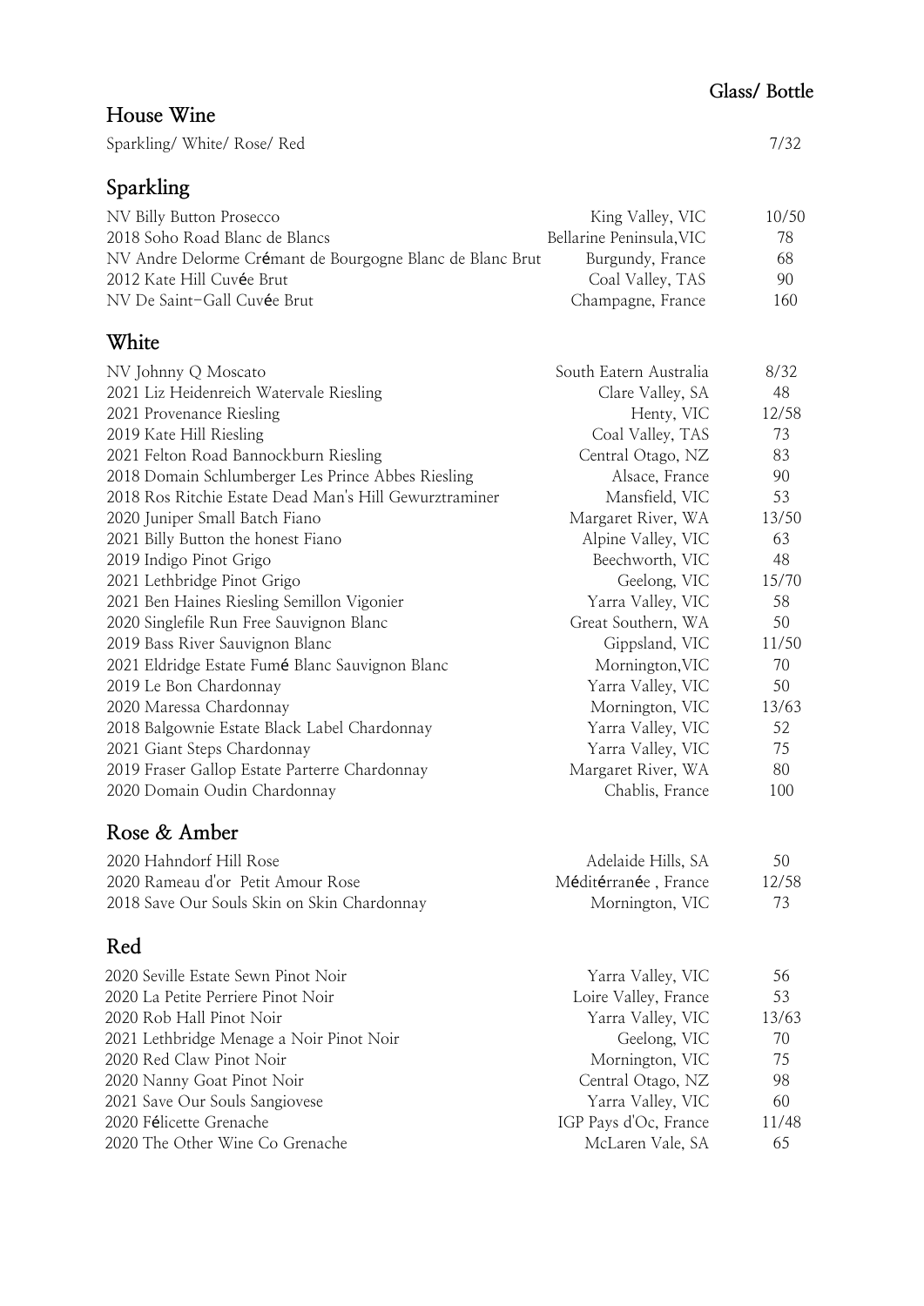Glass/ Bottle

## House Wine

| | | |
|---|---|---|
| Sparkling/ White/ Rose/ Red | | 7/32 |

## Sparkling

| | | |
|---|---|---|
| NV Billy Button Prosecco | King Valley, VIC | 10/50 |
| 2018 Soho Road Blanc de Blancs | Bellarine Peninsula,VIC | 78 |
| NV Andre Delorme Crémant de Bourgogne Blanc de Blanc Brut | Burgundy, France | 68 |
| 2012 Kate Hill Cuvée Brut | Coal Valley, TAS | 90 |
| NV De Saint-Gall Cuvée Brut | Champagne, France | 160 |

## White

| | | |
|---|---|---|
| NV Johnny Q Moscato | South Eatern Australia | 8/32 |
| 2021 Liz Heidenreich Watervale Riesling | Clare Valley, SA | 48 |
| 2021 Provenance Riesling | Henty, VIC | 12/58 |
| 2019 Kate Hill Riesling | Coal Valley, TAS | 73 |
| 2021 Felton Road Bannockburn Riesling | Central Otago, NZ | 83 |
| 2018 Domain Schlumberger Les Prince Abbes Riesling | Alsace, France | 90 |
| 2018 Ros Ritchie Estate Dead Man's Hill Gewurztraminer | Mansfield, VIC | 53 |
| 2020 Juniper Small Batch Fiano | Margaret River, WA | 13/50 |
| 2021 Billy Button the honest Fiano | Alpine Valley, VIC | 63 |
| 2019 Indigo Pinot Grigo | Beechworth, VIC | 48 |
| 2021 Lethbridge Pinot Grigo | Geelong, VIC | 15/70 |
| 2021 Ben Haines Riesling Semillon Vigonier | Yarra Valley, VIC | 58 |
| 2020 Singlefile Run Free Sauvignon Blanc | Great Southern, WA | 50 |
| 2019 Bass River Sauvignon Blanc | Gippsland, VIC | 11/50 |
| 2021 Eldridge Estate Fumé Blanc Sauvignon Blanc | Mornington,VIC | 70 |
| 2019 Le Bon Chardonnay | Yarra Valley, VIC | 50 |
| 2020 Maressa Chardonnay | Mornington, VIC | 13/63 |
| 2018 Balgownie Estate Black Label Chardonnay | Yarra Valley, VIC | 52 |
| 2021 Giant Steps Chardonnay | Yarra Valley, VIC | 75 |
| 2019 Fraser Gallop Estate Parterre Chardonnay | Margaret River, WA | 80 |
| 2020 Domain Oudin Chardonnay | Chablis, France | 100 |

## Rose & Amber

| | | |
|---|---|---|
| 2020 Hahndorf Hill Rose | Adelaide Hills, SA | 50 |
| 2020 Rameau d'or Petit Amour Rose | Méditérranée , France | 12/58 |
| 2018 Save Our Souls Skin on Skin Chardonnay | Mornington, VIC | 73 |

## Red

| | | |
|---|---|---|
| 2020 Seville Estate Sewn Pinot Noir | Yarra Valley, VIC | 56 |
| 2020 La Petite Perriere Pinot Noir | Loire Valley, France | 53 |
| 2020 Rob Hall Pinot Noir | Yarra Valley, VIC | 13/63 |
| 2021 Lethbridge Menage a Noir Pinot Noir | Geelong, VIC | 70 |
| 2020 Red Claw Pinot Noir | Mornington, VIC | 75 |
| 2020 Nanny Goat Pinot Noir | Central Otago, NZ | 98 |
| 2021 Save Our Souls Sangiovese | Yarra Valley, VIC | 60 |
| 2020 Félicette Grenache | IGP Pays d'Oc, France | 11/48 |
| 2020 The Other Wine Co Grenache | McLaren Vale, SA | 65 |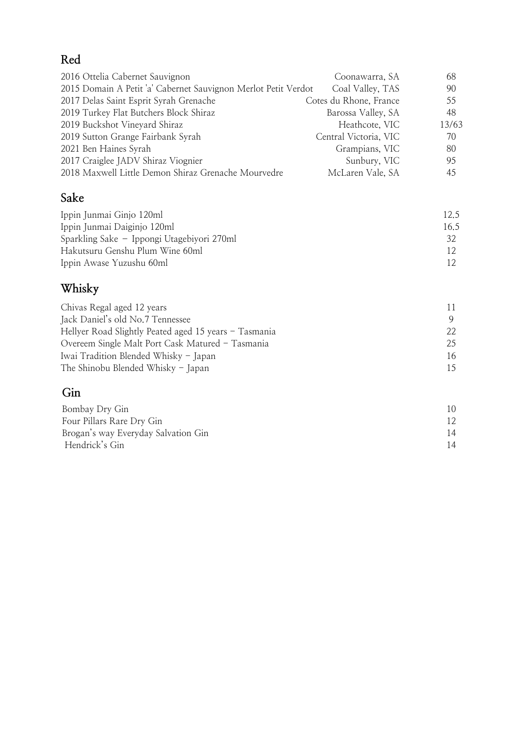## Red

| | | |
|---|---|---|
| 2016 Ottelia Cabernet Sauvignon | Coonawarra, SA | 68 |
| 2015 Domain A Petit 'a' Cabernet Sauvignon Merlot Petit Verdot | Coal Valley, TAS | 90 |
| 2017 Delas Saint Esprit Syrah Grenache | Cotes du Rhone, France | 55 |
| 2019 Turkey Flat Butchers Block Shiraz | Barossa Valley, SA | 48 |
| 2019 Buckshot Vineyard Shiraz | Heathcote, VIC | 13/63 |
| 2019 Sutton Grange Fairbank Syrah | Central Victoria, VIC | 70 |
| 2021 Ben Haines Syrah | Grampians, VIC | 80 |
| 2017 Craiglee JADV Shiraz Viognier | Sunbury, VIC | 95 |
| 2018 Maxwell Little Demon Shiraz Grenache Mourvedre | McLaren Vale, SA | 45 |

## Sake

| | |
|---|---|
| Ippin Junmai Ginjo 120ml | 12.5 |
| Ippin Junmai Daiginjo 120ml | 16.5 |
| Sparkling Sake – Ippongi Utagebiyori 270ml | 32 |
| Hakutsuru Genshu Plum Wine 60ml | 12 |
| Ippin Awase Yuzushu 60ml | 12 |

## Whisky

| | |
|---|---|
| Chivas Regal aged 12 years | 11 |
| Jack Daniel's old No.7 Tennessee | 9 |
| Hellyer Road Slightly Peated aged 15 years – Tasmania | 22 |
| Overeem Single Malt Port Cask Matured – Tasmania | 25 |
| Iwai Tradition Blended Whisky – Japan | 16 |
| The Shinobu Blended Whisky – Japan | 15 |

## Gin

| | |
|---|---|
| Bombay Dry Gin | 10 |
| Four Pillars Rare Dry Gin | 12 |
| Brogan's way Everyday Salvation Gin | 14 |
| Hendrick's Gin | 14 |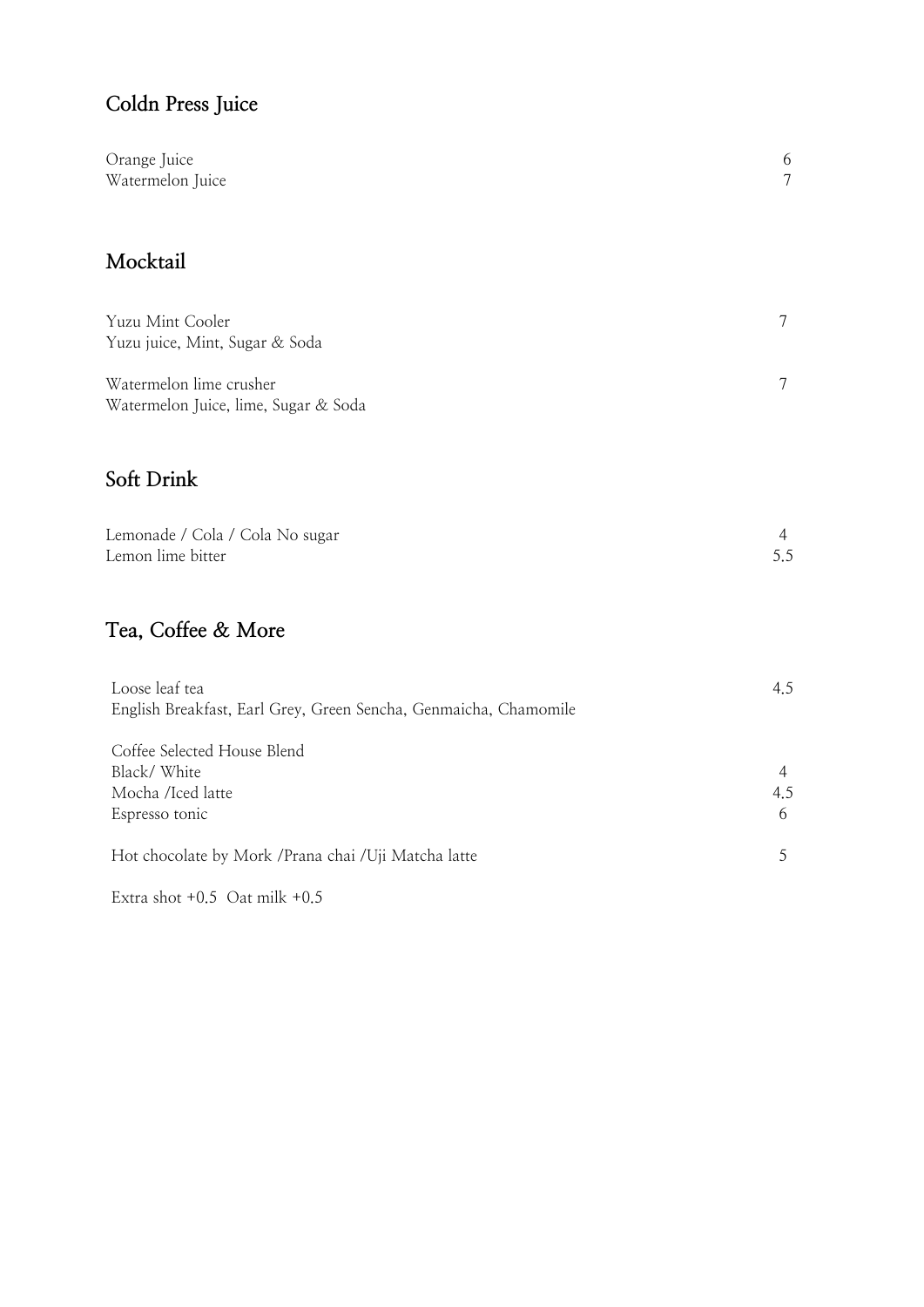## Coldn Press Juice

| | |
|---|---|
| Orange Juice | 6 |
| Watermelon Juice | 7 |

## Mocktail

| | |
|---|---|
| Yuzu Mint Cooler<br>Yuzu juice, Mint, Sugar & Soda | 7 |
| Watermelon lime crusher<br>Watermelon Juice, lime, Sugar & Soda | 7 |

## Soft Drink

| | |
|---|---|
| Lemonade / Cola / Cola No sugar | 4 |
| Lemon lime bitter | 5.5 |

## Tea, Coffee & More

| | |
|---|---|
| Loose leaf tea<br>English Breakfast, Earl Grey, Green Sencha, Genmaicha, Chamomile | 4.5 |
| Coffee Selected House Blend | |
| Black/ White | 4 |
| Mocha /Iced latte | 4.5 |
| Espresso tonic | 6 |
| Hot chocolate by Mork /Prana chai /Uji Matcha latte | 5 |

Extra shot +0.5 Oat milk +0.5